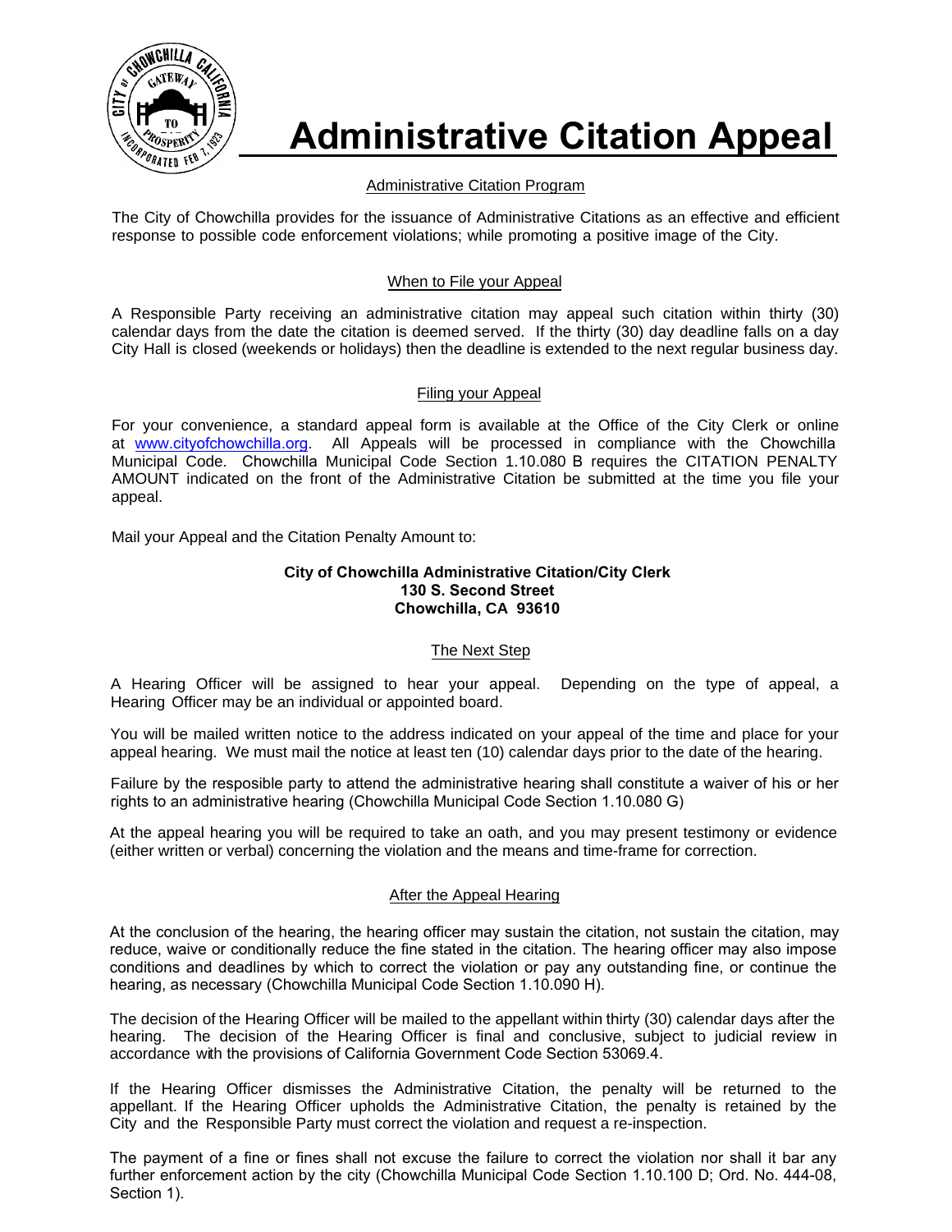# Administrative Citation Appeal

## Administrative Citation Program

The City of Chowchilla provides for the issuance of Administrative Citations as an effective and efficient response to possible code enforcement violations; while promoting a positive image of the City.

## When to File your Appeal

A Responsible Party receiving an administrative citation may appeal such citation within thirty (30) calendar days from the date the citation is deemed served. If the thirty (30) day deadline falls on a day City Hall is closed (weekends or holidays) then the deadline is extended to the next regular business day.

## Filing your Appeal

For your convenience, a standard appeal form is available at the Office of the City Clerk or online at www.cityofchowchilla.org. All Appeals will be processed in compliance with the Chowchilla Municipal Code. Chowchilla Municipal Code Section 1.10.080 B requires the CITATION PENALTY AMOUNT indicated on the front of the Administrative Citation be submitted at the time you file your appeal.

Mail your Appeal and the Citation Penalty Amount to:

**City of Chowchilla Administrative Citation/City Clerk**
**130 S. Second Street**
**Chowchilla, CA 93610**

## The Next Step

A Hearing Officer will be assigned to hear your appeal. Depending on the type of appeal, a Hearing Officer may be an individual or appointed board.

You will be mailed written notice to the address indicated on your appeal of the time and place for your appeal hearing. We must mail the notice at least ten (10) calendar days prior to the date of the hearing.

Failure by the resposible party to attend the administrative hearing shall constitute a waiver of his or her rights to an administrative hearing (Chowchilla Municipal Code Section 1.10.080 G)

At the appeal hearing you will be required to take an oath, and you may present testimony or evidence (either written or verbal) concerning the violation and the means and time-frame for correction.

## After the Appeal Hearing

At the conclusion of the hearing, the hearing officer may sustain the citation, not sustain the citation, may reduce, waive or conditionally reduce the fine stated in the citation. The hearing officer may also impose conditions and deadlines by which to correct the violation or pay any outstanding fine, or continue the hearing, as necessary (Chowchilla Municipal Code Section 1.10.090 H).

The decision of the Hearing Officer will be mailed to the appellant within thirty (30) calendar days after the hearing. The decision of the Hearing Officer is final and conclusive, subject to judicial review in accordance with the provisions of California Government Code Section 53069.4.

If the Hearing Officer dismisses the Administrative Citation, the penalty will be returned to the appellant. If the Hearing Officer upholds the Administrative Citation, the penalty is retained by the City and the Responsible Party must correct the violation and request a re-inspection.

The payment of a fine or fines shall not excuse the failure to correct the violation nor shall it bar any further enforcement action by the city (Chowchilla Municipal Code Section 1.10.100 D; Ord. No. 444-08, Section 1).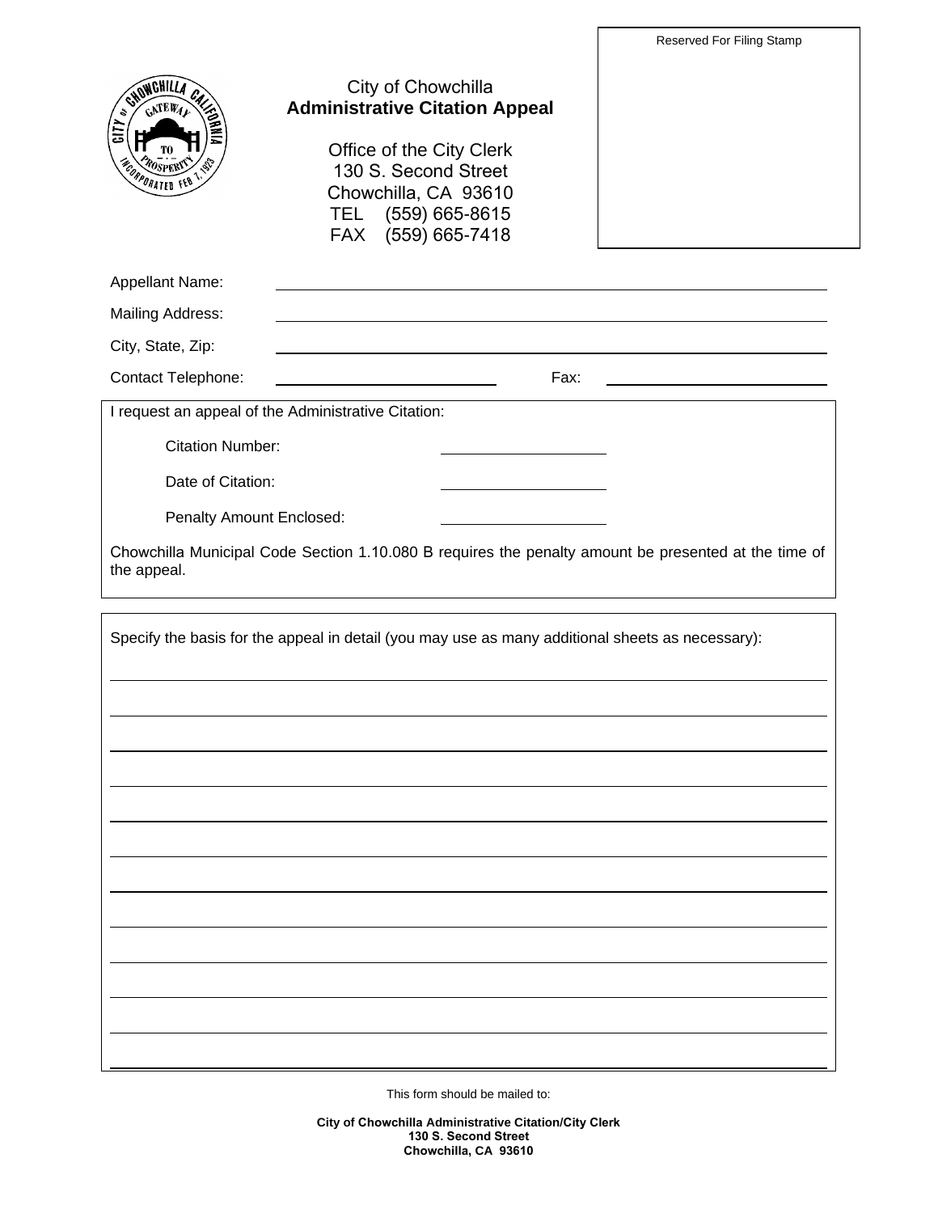Reserved For Filing Stamp

# City of Chowchilla
## Administrative Citation Appeal

Office of the City Clerk
130 S. Second Street
Chowchilla, CA 93610
TEL (559) 665-8615
FAX (559) 665-7418

Appellant Name: ______________________________

Mailing Address: ______________________________

City, State, Zip: ______________________________

Contact Telephone: ______________________ Fax: ______________________

I request an appeal of the Administrative Citation:

Citation Number: ____________________

Date of Citation: ____________________

Penalty Amount Enclosed: ____________________

Chowchilla Municipal Code Section 1.10.080 B requires the penalty amount be presented at the time of the appeal.

Specify the basis for the appeal in detail (you may use as many additional sheets as necessary):

______________________________________________________________________

______________________________________________________________________

______________________________________________________________________

______________________________________________________________________

______________________________________________________________________

______________________________________________________________________

______________________________________________________________________

______________________________________________________________________

______________________________________________________________________

______________________________________________________________________

______________________________________________________________________

______________________________________________________________________

This form should be mailed to:

**City of Chowchilla Administrative Citation/City Clerk**
**130 S. Second Street**
**Chowchilla, CA 93610**